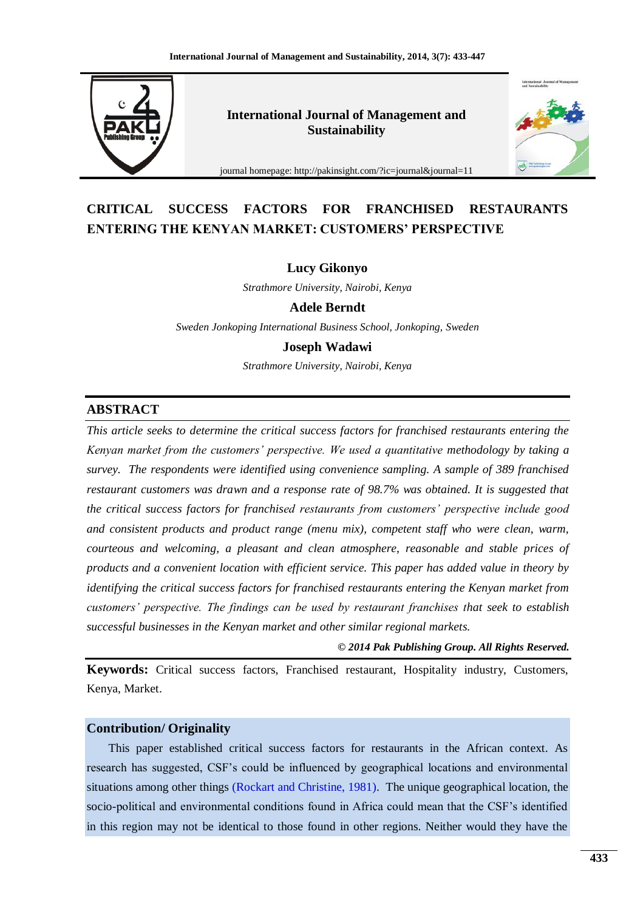# CRITICAL SUCCESS FACTORS FOR FRANCHISED RESTAURANTS ENTERING THE KENYAN MARKET: CUSTOMERS' PERSPECTIVE

**Lucy Gikonyo**

*Strathmore University, Nairobi, Kenya*

**Adele Berndt**

*Sweden Jonkoping International Business School, Jonkoping, Sweden*

**Joseph Wadawi**

*Strathmore University, Nairobi, Kenya*

## ABSTRACT

*This article seeks to determine the critical success factors for franchised restaurants entering the Kenyan market from the customers' perspective. We used a quantitative methodology by taking a survey. The respondents were identified using convenience sampling. A sample of 389 franchised restaurant customers was drawn and a response rate of 98.7% was obtained. It is suggested that the critical success factors for franchised restaurants from customers' perspective include good and consistent products and product range (menu mix), competent staff who were clean, warm, courteous and welcoming, a pleasant and clean atmosphere, reasonable and stable prices of products and a convenient location with efficient service. This paper has added value in theory by identifying the critical success factors for franchised restaurants entering the Kenyan market from customers' perspective. The findings can be used by restaurant franchises that seek to establish successful businesses in the Kenyan market and other similar regional markets.*

***© 2014 Pak Publishing Group. All Rights Reserved.***

**Keywords:** Critical success factors, Franchised restaurant, Hospitality industry, Customers, Kenya, Market.

### Contribution/ Originality

This paper established critical success factors for restaurants in the African context. As research has suggested, CSF's could be influenced by geographical locations and environmental situations among other things (Rockart and Christine, 1981). The unique geographical location, the socio-political and environmental conditions found in Africa could mean that the CSF's identified in this region may not be identical to those found in other regions. Neither would they have the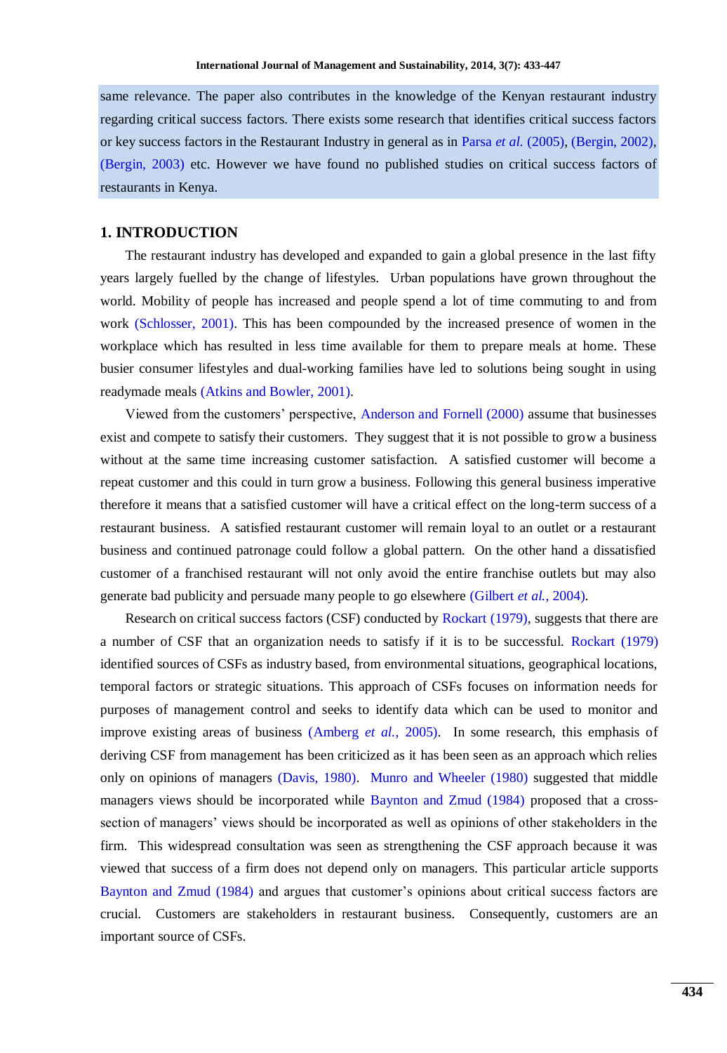same relevance. The paper also contributes in the knowledge of the Kenyan restaurant industry regarding critical success factors. There exists some research that identifies critical success factors or key success factors in the Restaurant Industry in general as in Parsa *et al.* (2005), (Bergin, 2002), (Bergin, 2003) etc. However we have found no published studies on critical success factors of restaurants in Kenya.

## 1. INTRODUCTION

The restaurant industry has developed and expanded to gain a global presence in the last fifty years largely fuelled by the change of lifestyles. Urban populations have grown throughout the world. Mobility of people has increased and people spend a lot of time commuting to and from work (Schlosser, 2001). This has been compounded by the increased presence of women in the workplace which has resulted in less time available for them to prepare meals at home. These busier consumer lifestyles and dual-working families have led to solutions being sought in using readymade meals (Atkins and Bowler, 2001).

Viewed from the customers' perspective, Anderson and Fornell (2000) assume that businesses exist and compete to satisfy their customers. They suggest that it is not possible to grow a business without at the same time increasing customer satisfaction. A satisfied customer will become a repeat customer and this could in turn grow a business. Following this general business imperative therefore it means that a satisfied customer will have a critical effect on the long-term success of a restaurant business. A satisfied restaurant customer will remain loyal to an outlet or a restaurant business and continued patronage could follow a global pattern. On the other hand a dissatisfied customer of a franchised restaurant will not only avoid the entire franchise outlets but may also generate bad publicity and persuade many people to go elsewhere (Gilbert *et al.*, 2004).

Research on critical success factors (CSF) conducted by Rockart (1979), suggests that there are a number of CSF that an organization needs to satisfy if it is to be successful. Rockart (1979) identified sources of CSFs as industry based, from environmental situations, geographical locations, temporal factors or strategic situations. This approach of CSFs focuses on information needs for purposes of management control and seeks to identify data which can be used to monitor and improve existing areas of business (Amberg *et al.*, 2005). In some research, this emphasis of deriving CSF from management has been criticized as it has been seen as an approach which relies only on opinions of managers (Davis, 1980). Munro and Wheeler (1980) suggested that middle managers views should be incorporated while Baynton and Zmud (1984) proposed that a cross-section of managers' views should be incorporated as well as opinions of other stakeholders in the firm. This widespread consultation was seen as strengthening the CSF approach because it was viewed that success of a firm does not depend only on managers. This particular article supports Baynton and Zmud (1984) and argues that customer's opinions about critical success factors are crucial. Customers are stakeholders in restaurant business. Consequently, customers are an important source of CSFs.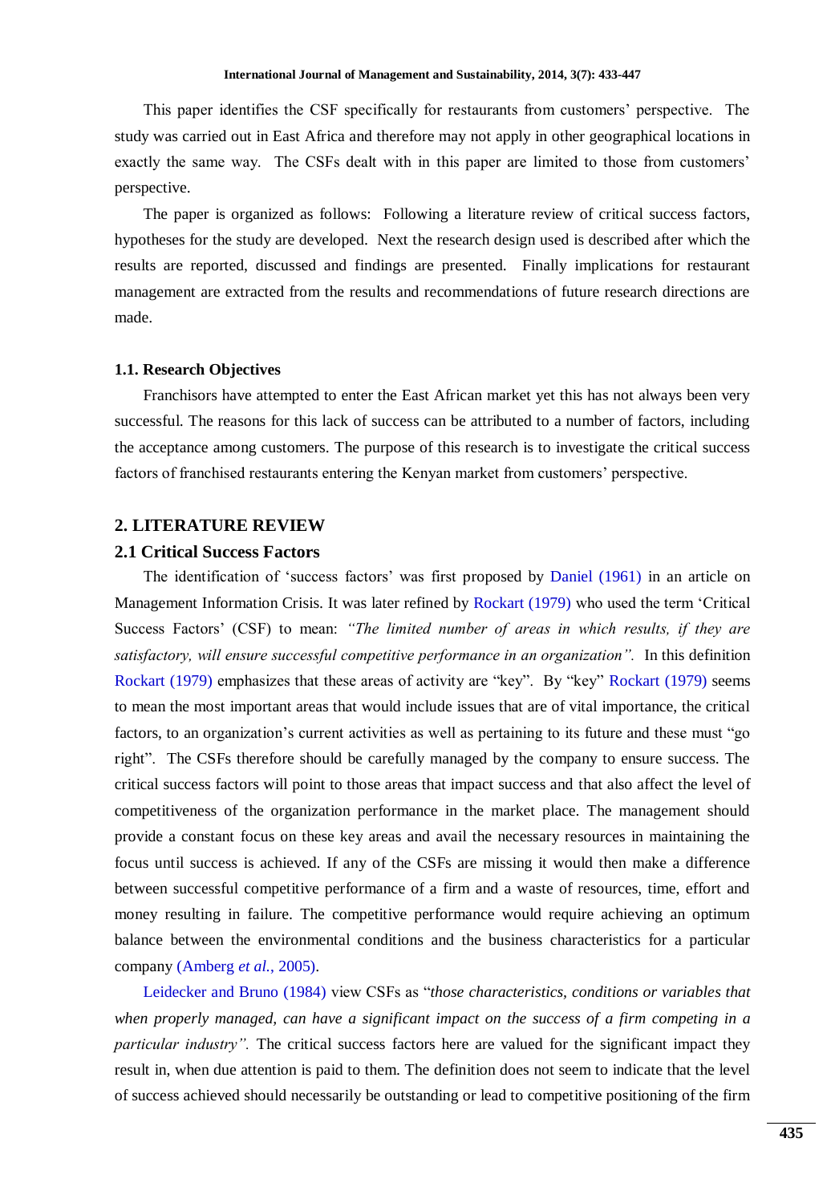This paper identifies the CSF specifically for restaurants from customers' perspective. The study was carried out in East Africa and therefore may not apply in other geographical locations in exactly the same way. The CSFs dealt with in this paper are limited to those from customers' perspective.

The paper is organized as follows: Following a literature review of critical success factors, hypotheses for the study are developed. Next the research design used is described after which the results are reported, discussed and findings are presented. Finally implications for restaurant management are extracted from the results and recommendations of future research directions are made.

### 1.1. Research Objectives

Franchisors have attempted to enter the East African market yet this has not always been very successful. The reasons for this lack of success can be attributed to a number of factors, including the acceptance among customers. The purpose of this research is to investigate the critical success factors of franchised restaurants entering the Kenyan market from customers' perspective.

## 2. LITERATURE REVIEW

### 2.1 Critical Success Factors

The identification of 'success factors' was first proposed by Daniel (1961) in an article on Management Information Crisis. It was later refined by Rockart (1979) who used the term 'Critical Success Factors' (CSF) to mean: *"The limited number of areas in which results, if they are satisfactory, will ensure successful competitive performance in an organization".* In this definition Rockart (1979) emphasizes that these areas of activity are "key". By "key" Rockart (1979) seems to mean the most important areas that would include issues that are of vital importance, the critical factors, to an organization's current activities as well as pertaining to its future and these must "go right". The CSFs therefore should be carefully managed by the company to ensure success. The critical success factors will point to those areas that impact success and that also affect the level of competitiveness of the organization performance in the market place. The management should provide a constant focus on these key areas and avail the necessary resources in maintaining the focus until success is achieved. If any of the CSFs are missing it would then make a difference between successful competitive performance of a firm and a waste of resources, time, effort and money resulting in failure. The competitive performance would require achieving an optimum balance between the environmental conditions and the business characteristics for a particular company (Amberg *et al.*, 2005).

Leidecker and Bruno (1984) view CSFs as "*those characteristics, conditions or variables that when properly managed, can have a significant impact on the success of a firm competing in a particular industry".* The critical success factors here are valued for the significant impact they result in, when due attention is paid to them. The definition does not seem to indicate that the level of success achieved should necessarily be outstanding or lead to competitive positioning of the firm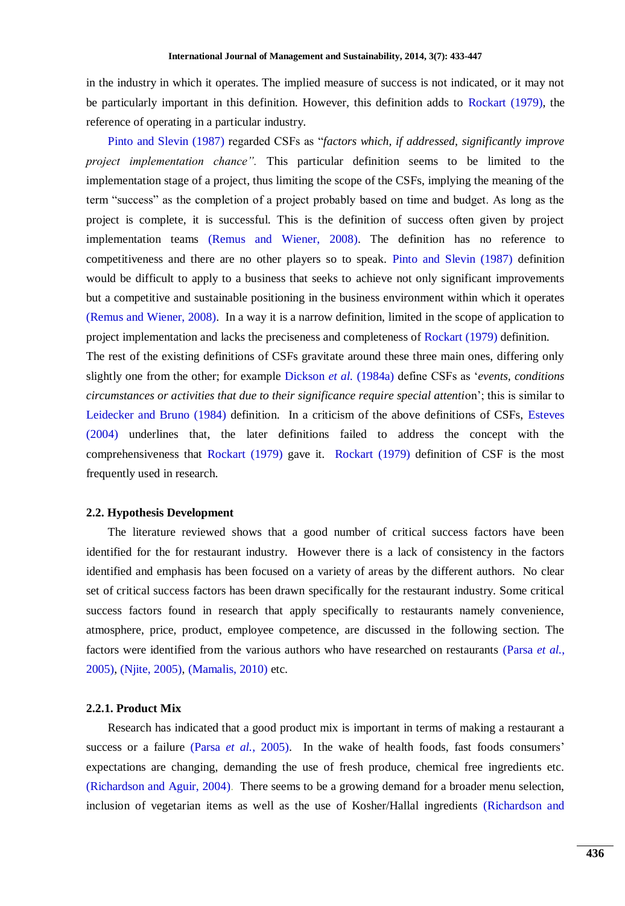in the industry in which it operates. The implied measure of success is not indicated, or it may not be particularly important in this definition. However, this definition adds to Rockart (1979), the reference of operating in a particular industry.

Pinto and Slevin (1987) regarded CSFs as "*factors which, if addressed, significantly improve project implementation chance".* This particular definition seems to be limited to the implementation stage of a project, thus limiting the scope of the CSFs, implying the meaning of the term "success" as the completion of a project probably based on time and budget. As long as the project is complete, it is successful. This is the definition of success often given by project implementation teams (Remus and Wiener, 2008). The definition has no reference to competitiveness and there are no other players so to speak. Pinto and Slevin (1987) definition would be difficult to apply to a business that seeks to achieve not only significant improvements but a competitive and sustainable positioning in the business environment within which it operates (Remus and Wiener, 2008). In a way it is a narrow definition, limited in the scope of application to project implementation and lacks the preciseness and completeness of Rockart (1979) definition.

The rest of the existing definitions of CSFs gravitate around these three main ones, differing only slightly one from the other; for example Dickson *et al.* (1984a) define CSFs as '*events, conditions circumstances or activities that due to their significance require special attention*'; this is similar to Leidecker and Bruno (1984) definition. In a criticism of the above definitions of CSFs, Esteves (2004) underlines that, the later definitions failed to address the concept with the comprehensiveness that Rockart (1979) gave it. Rockart (1979) definition of CSF is the most frequently used in research.

### 2.2. Hypothesis Development

The literature reviewed shows that a good number of critical success factors have been identified for the for restaurant industry. However there is a lack of consistency in the factors identified and emphasis has been focused on a variety of areas by the different authors. No clear set of critical success factors has been drawn specifically for the restaurant industry. Some critical success factors found in research that apply specifically to restaurants namely convenience, atmosphere, price, product, employee competence, are discussed in the following section. The factors were identified from the various authors who have researched on restaurants (Parsa *et al.*, 2005), (Njite, 2005), (Mamalis, 2010) etc.

#### 2.2.1. Product Mix

Research has indicated that a good product mix is important in terms of making a restaurant a success or a failure (Parsa *et al.*, 2005). In the wake of health foods, fast foods consumers' expectations are changing, demanding the use of fresh produce, chemical free ingredients etc. (Richardson and Aguir, 2004). There seems to be a growing demand for a broader menu selection, inclusion of vegetarian items as well as the use of Kosher/Halal ingredients (Richardson and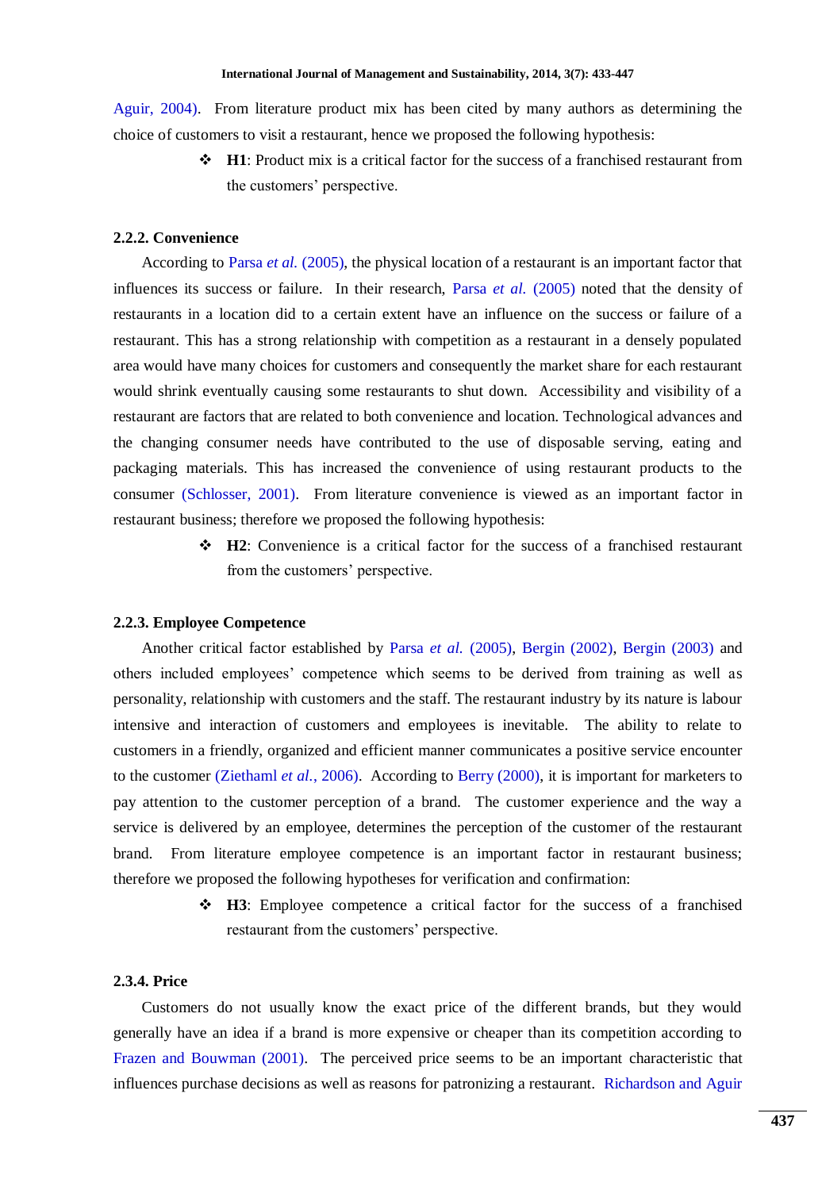Aguir, 2004). From literature product mix has been cited by many authors as determining the choice of customers to visit a restaurant, hence we proposed the following hypothesis:

- **H1**: Product mix is a critical factor for the success of a franchised restaurant from the customers' perspective.

### 2.2.2. Convenience

According to Parsa *et al.* (2005), the physical location of a restaurant is an important factor that influences its success or failure. In their research, Parsa *et al.* (2005) noted that the density of restaurants in a location did to a certain extent have an influence on the success or failure of a restaurant. This has a strong relationship with competition as a restaurant in a densely populated area would have many choices for customers and consequently the market share for each restaurant would shrink eventually causing some restaurants to shut down. Accessibility and visibility of a restaurant are factors that are related to both convenience and location. Technological advances and the changing consumer needs have contributed to the use of disposable serving, eating and packaging materials. This has increased the convenience of using restaurant products to the consumer (Schlosser, 2001). From literature convenience is viewed as an important factor in restaurant business; therefore we proposed the following hypothesis:

- **H2**: Convenience is a critical factor for the success of a franchised restaurant from the customers' perspective.

### 2.2.3. Employee Competence

Another critical factor established by Parsa *et al.* (2005), Bergin (2002), Bergin (2003) and others included employees' competence which seems to be derived from training as well as personality, relationship with customers and the staff. The restaurant industry by its nature is labour intensive and interaction of customers and employees is inevitable. The ability to relate to customers in a friendly, organized and efficient manner communicates a positive service encounter to the customer (Ziethaml *et al.*, 2006). According to Berry (2000), it is important for marketers to pay attention to the customer perception of a brand. The customer experience and the way a service is delivered by an employee, determines the perception of the customer of the restaurant brand. From literature employee competence is an important factor in restaurant business; therefore we proposed the following hypotheses for verification and confirmation:

- **H3**: Employee competence a critical factor for the success of a franchised restaurant from the customers' perspective.

### 2.3.4. Price

Customers do not usually know the exact price of the different brands, but they would generally have an idea if a brand is more expensive or cheaper than its competition according to Frazen and Bouwman (2001). The perceived price seems to be an important characteristic that influences purchase decisions as well as reasons for patronizing a restaurant. Richardson and Aguir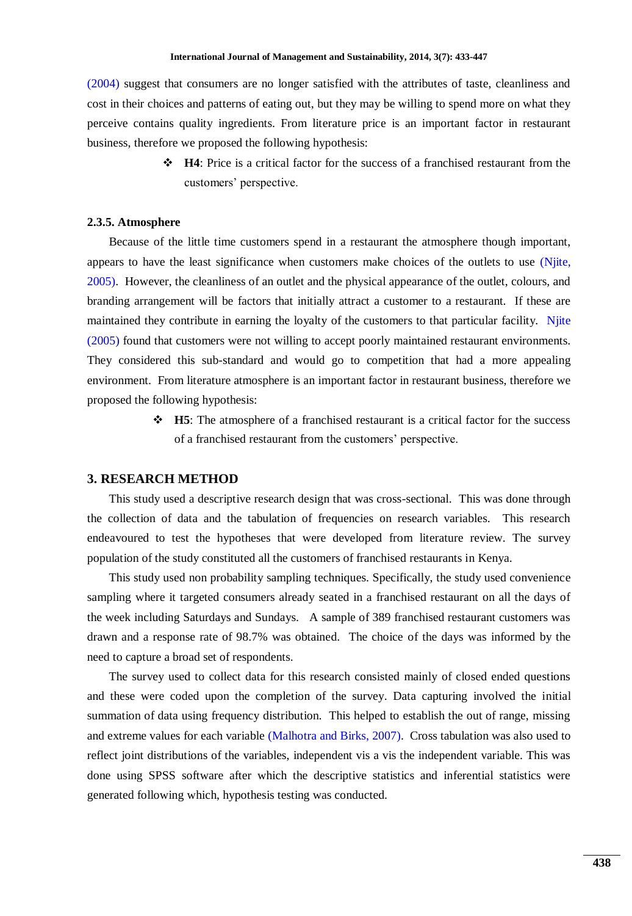(2004) suggest that consumers are no longer satisfied with the attributes of taste, cleanliness and cost in their choices and patterns of eating out, but they may be willing to spend more on what they perceive contains quality ingredients. From literature price is an important factor in restaurant business, therefore we proposed the following hypothesis:

- **H4**: Price is a critical factor for the success of a franchised restaurant from the customers' perspective.

### 2.3.5. Atmosphere

Because of the little time customers spend in a restaurant the atmosphere though important, appears to have the least significance when customers make choices of the outlets to use (Njite, 2005). However, the cleanliness of an outlet and the physical appearance of the outlet, colours, and branding arrangement will be factors that initially attract a customer to a restaurant. If these are maintained they contribute in earning the loyalty of the customers to that particular facility. Njite (2005) found that customers were not willing to accept poorly maintained restaurant environments. They considered this sub-standard and would go to competition that had a more appealing environment. From literature atmosphere is an important factor in restaurant business, therefore we proposed the following hypothesis:

- **H5**: The atmosphere of a franchised restaurant is a critical factor for the success of a franchised restaurant from the customers' perspective.

## 3. RESEARCH METHOD

This study used a descriptive research design that was cross-sectional. This was done through the collection of data and the tabulation of frequencies on research variables. This research endeavoured to test the hypotheses that were developed from literature review. The survey population of the study constituted all the customers of franchised restaurants in Kenya.

This study used non probability sampling techniques. Specifically, the study used convenience sampling where it targeted consumers already seated in a franchised restaurant on all the days of the week including Saturdays and Sundays. A sample of 389 franchised restaurant customers was drawn and a response rate of 98.7% was obtained. The choice of the days was informed by the need to capture a broad set of respondents.

The survey used to collect data for this research consisted mainly of closed ended questions and these were coded upon the completion of the survey. Data capturing involved the initial summation of data using frequency distribution. This helped to establish the out of range, missing and extreme values for each variable (Malhotra and Birks, 2007). Cross tabulation was also used to reflect joint distributions of the variables, independent vis a vis the independent variable. This was done using SPSS software after which the descriptive statistics and inferential statistics were generated following which, hypothesis testing was conducted.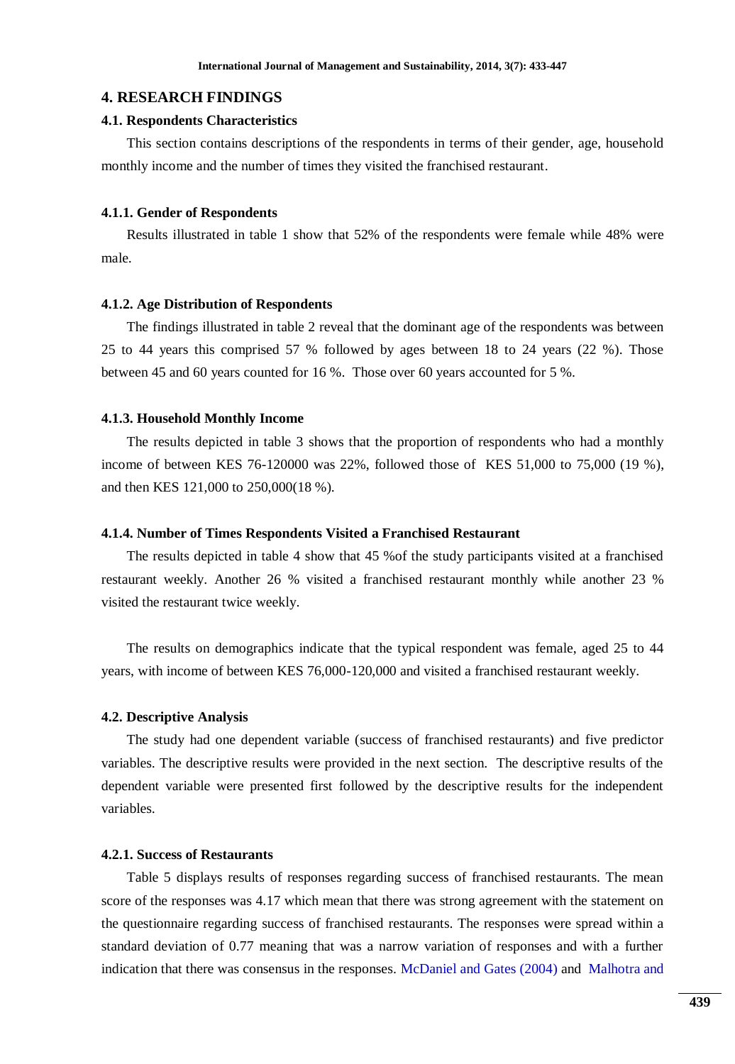## 4. RESEARCH FINDINGS

### 4.1. Respondents Characteristics

This section contains descriptions of the respondents in terms of their gender, age, household monthly income and the number of times they visited the franchised restaurant.

#### 4.1.1. Gender of Respondents

Results illustrated in table 1 show that 52% of the respondents were female while 48% were male.

#### 4.1.2. Age Distribution of Respondents

The findings illustrated in table 2 reveal that the dominant age of the respondents was between 25 to 44 years this comprised 57 % followed by ages between 18 to 24 years (22 %). Those between 45 and 60 years counted for 16 %. Those over 60 years accounted for 5 %.

#### 4.1.3. Household Monthly Income

The results depicted in table 3 shows that the proportion of respondents who had a monthly income of between KES 76-120000 was 22%, followed those of KES 51,000 to 75,000 (19 %), and then KES 121,000 to 250,000(18 %).

#### 4.1.4. Number of Times Respondents Visited a Franchised Restaurant

The results depicted in table 4 show that 45 %of the study participants visited at a franchised restaurant weekly. Another 26 % visited a franchised restaurant monthly while another 23 % visited the restaurant twice weekly.

The results on demographics indicate that the typical respondent was female, aged 25 to 44 years, with income of between KES 76,000-120,000 and visited a franchised restaurant weekly.

### 4.2. Descriptive Analysis

The study had one dependent variable (success of franchised restaurants) and five predictor variables. The descriptive results were provided in the next section. The descriptive results of the dependent variable were presented first followed by the descriptive results for the independent variables.

#### 4.2.1. Success of Restaurants

Table 5 displays results of responses regarding success of franchised restaurants. The mean score of the responses was 4.17 which mean that there was strong agreement with the statement on the questionnaire regarding success of franchised restaurants. The responses were spread within a standard deviation of 0.77 meaning that was a narrow variation of responses and with a further indication that there was consensus in the responses. McDaniel and Gates (2004) and Malhotra and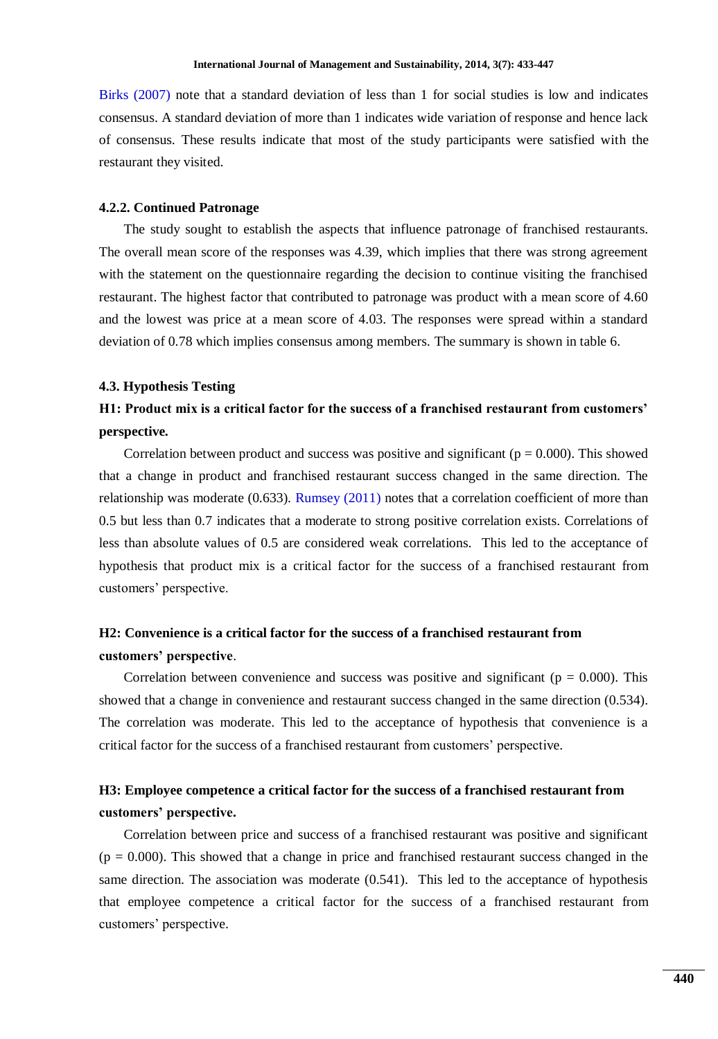Birks (2007) note that a standard deviation of less than 1 for social studies is low and indicates consensus. A standard deviation of more than 1 indicates wide variation of response and hence lack of consensus. These results indicate that most of the study participants were satisfied with the restaurant they visited.

#### 4.2.2. Continued Patronage

The study sought to establish the aspects that influence patronage of franchised restaurants. The overall mean score of the responses was 4.39, which implies that there was strong agreement with the statement on the questionnaire regarding the decision to continue visiting the franchised restaurant. The highest factor that contributed to patronage was product with a mean score of 4.60 and the lowest was price at a mean score of 4.03. The responses were spread within a standard deviation of 0.78 which implies consensus among members. The summary is shown in table 6.

### 4.3. Hypothesis Testing

**H1: Product mix is a critical factor for the success of a franchised restaurant from customers' perspective.**

Correlation between product and success was positive and significant ($p = 0.000$). This showed that a change in product and franchised restaurant success changed in the same direction. The relationship was moderate (0.633). Rumsey (2011) notes that a correlation coefficient of more than 0.5 but less than 0.7 indicates that a moderate to strong positive correlation exists. Correlations of less than absolute values of 0.5 are considered weak correlations. This led to the acceptance of hypothesis that product mix is a critical factor for the success of a franchised restaurant from customers' perspective.

**H2: Convenience is a critical factor for the success of a franchised restaurant from customers' perspective**.

Correlation between convenience and success was positive and significant ($p = 0.000$). This showed that a change in convenience and restaurant success changed in the same direction (0.534). The correlation was moderate. This led to the acceptance of hypothesis that convenience is a critical factor for the success of a franchised restaurant from customers' perspective.

**H3: Employee competence a critical factor for the success of a franchised restaurant from customers' perspective.**

Correlation between price and success of a franchised restaurant was positive and significant ($p = 0.000$). This showed that a change in price and franchised restaurant success changed in the same direction. The association was moderate (0.541). This led to the acceptance of hypothesis that employee competence a critical factor for the success of a franchised restaurant from customers' perspective.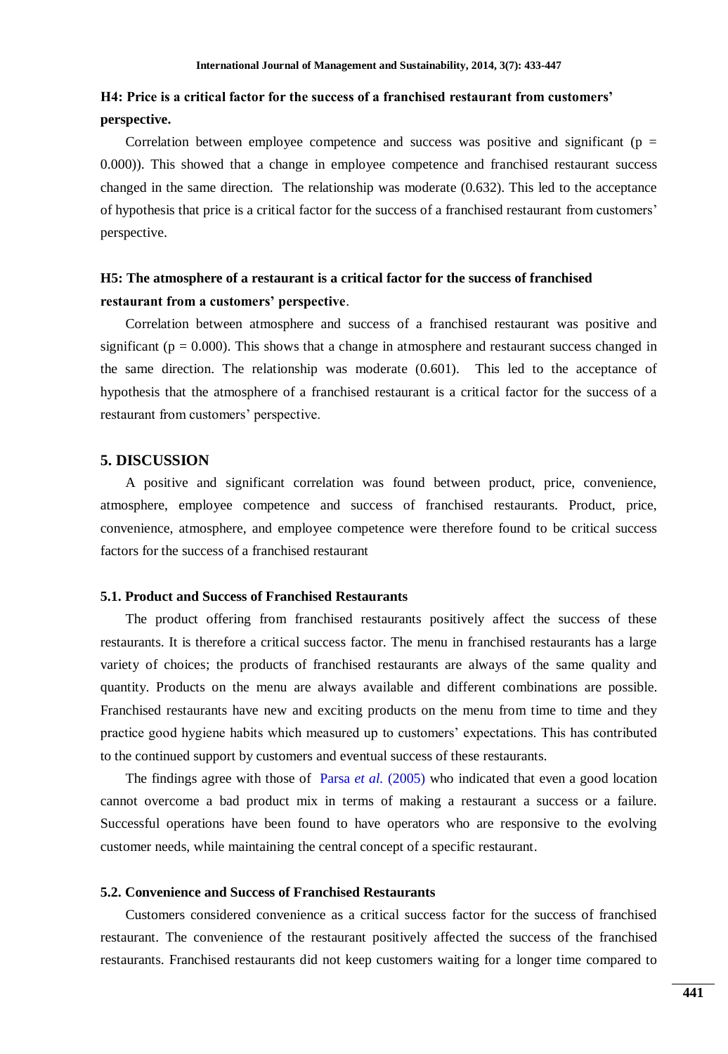**H4: Price is a critical factor for the success of a franchised restaurant from customers' perspective.**

Correlation between employee competence and success was positive and significant ($p = 0.000$)). This showed that a change in employee competence and franchised restaurant success changed in the same direction. The relationship was moderate (0.632). This led to the acceptance of hypothesis that price is a critical factor for the success of a franchised restaurant from customers' perspective.

**H5: The atmosphere of a restaurant is a critical factor for the success of franchised restaurant from a customers' perspective**.

Correlation between atmosphere and success of a franchised restaurant was positive and significant ($p = 0.000$). This shows that a change in atmosphere and restaurant success changed in the same direction. The relationship was moderate (0.601). This led to the acceptance of hypothesis that the atmosphere of a franchised restaurant is a critical factor for the success of a restaurant from customers' perspective.

## 5. DISCUSSION

A positive and significant correlation was found between product, price, convenience, atmosphere, employee competence and success of franchised restaurants. Product, price, convenience, atmosphere, and employee competence were therefore found to be critical success factors for the success of a franchised restaurant

### 5.1. Product and Success of Franchised Restaurants

The product offering from franchised restaurants positively affect the success of these restaurants. It is therefore a critical success factor. The menu in franchised restaurants has a large variety of choices; the products of franchised restaurants are always of the same quality and quantity. Products on the menu are always available and different combinations are possible. Franchised restaurants have new and exciting products on the menu from time to time and they practice good hygiene habits which measured up to customers' expectations. This has contributed to the continued support by customers and eventual success of these restaurants.

The findings agree with those of Parsa *et al.* (2005) who indicated that even a good location cannot overcome a bad product mix in terms of making a restaurant a success or a failure. Successful operations have been found to have operators who are responsive to the evolving customer needs, while maintaining the central concept of a specific restaurant.

### 5.2. Convenience and Success of Franchised Restaurants

Customers considered convenience as a critical success factor for the success of franchised restaurant. The convenience of the restaurant positively affected the success of the franchised restaurants. Franchised restaurants did not keep customers waiting for a longer time compared to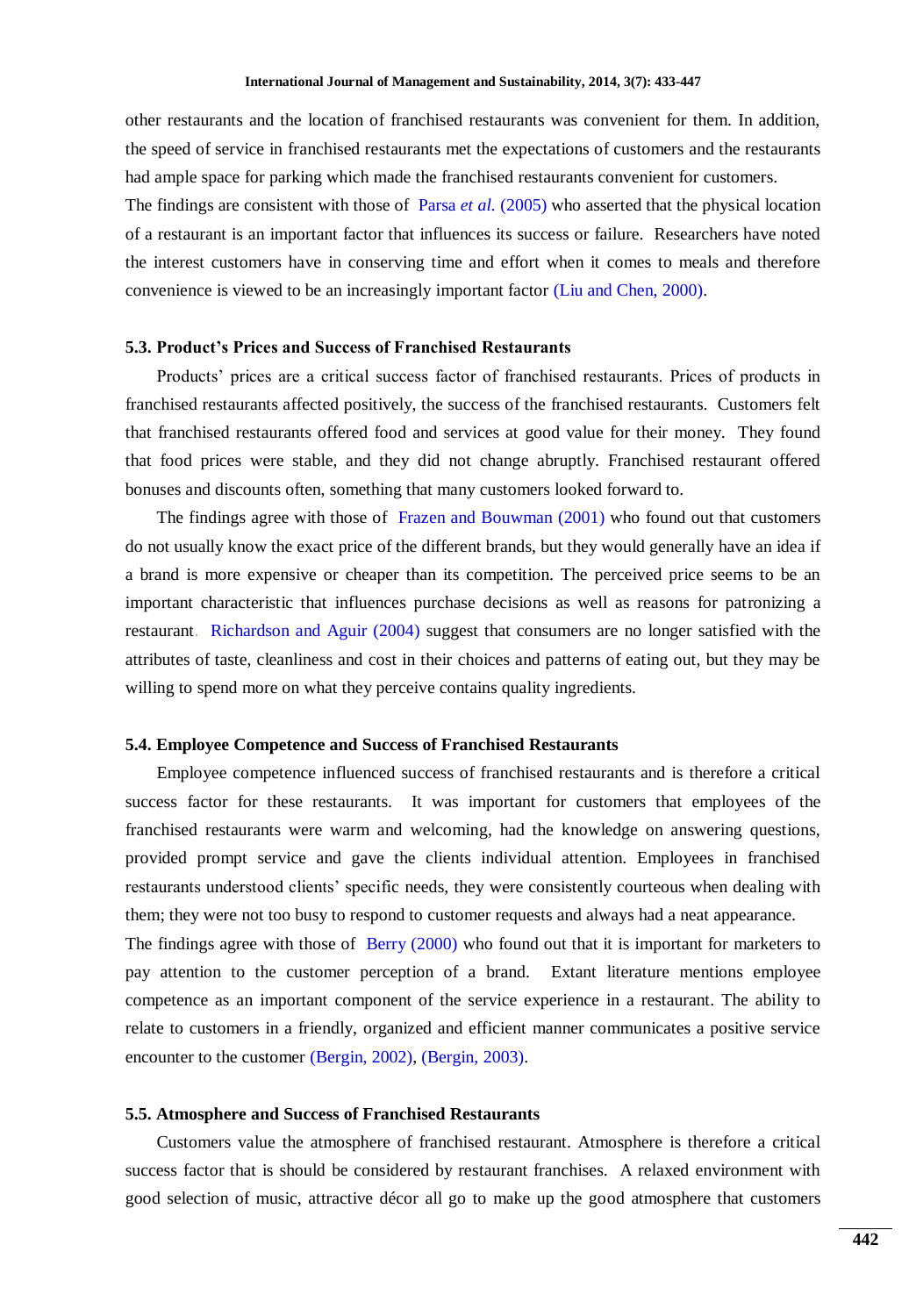other restaurants and the location of franchised restaurants was convenient for them. In addition, the speed of service in franchised restaurants met the expectations of customers and the restaurants had ample space for parking which made the franchised restaurants convenient for customers.

The findings are consistent with those of Parsa *et al.* (2005) who asserted that the physical location of a restaurant is an important factor that influences its success or failure. Researchers have noted the interest customers have in conserving time and effort when it comes to meals and therefore convenience is viewed to be an increasingly important factor (Liu and Chen, 2000).

### 5.3. Product's Prices and Success of Franchised Restaurants

Products' prices are a critical success factor of franchised restaurants. Prices of products in franchised restaurants affected positively, the success of the franchised restaurants. Customers felt that franchised restaurants offered food and services at good value for their money. They found that food prices were stable, and they did not change abruptly. Franchised restaurant offered bonuses and discounts often, something that many customers looked forward to.

The findings agree with those of Frazen and Bouwman (2001) who found out that customers do not usually know the exact price of the different brands, but they would generally have an idea if a brand is more expensive or cheaper than its competition. The perceived price seems to be an important characteristic that influences purchase decisions as well as reasons for patronizing a restaurant. Richardson and Aguir (2004) suggest that consumers are no longer satisfied with the attributes of taste, cleanliness and cost in their choices and patterns of eating out, but they may be willing to spend more on what they perceive contains quality ingredients.

### 5.4. Employee Competence and Success of Franchised Restaurants

Employee competence influenced success of franchised restaurants and is therefore a critical success factor for these restaurants. It was important for customers that employees of the franchised restaurants were warm and welcoming, had the knowledge on answering questions, provided prompt service and gave the clients individual attention. Employees in franchised restaurants understood clients' specific needs, they were consistently courteous when dealing with them; they were not too busy to respond to customer requests and always had a neat appearance.

The findings agree with those of Berry (2000) who found out that it is important for marketers to pay attention to the customer perception of a brand. Extant literature mentions employee competence as an important component of the service experience in a restaurant. The ability to relate to customers in a friendly, organized and efficient manner communicates a positive service encounter to the customer (Bergin, 2002), (Bergin, 2003).

### 5.5. Atmosphere and Success of Franchised Restaurants

Customers value the atmosphere of franchised restaurant. Atmosphere is therefore a critical success factor that is should be considered by restaurant franchises. A relaxed environment with good selection of music, attractive décor all go to make up the good atmosphere that customers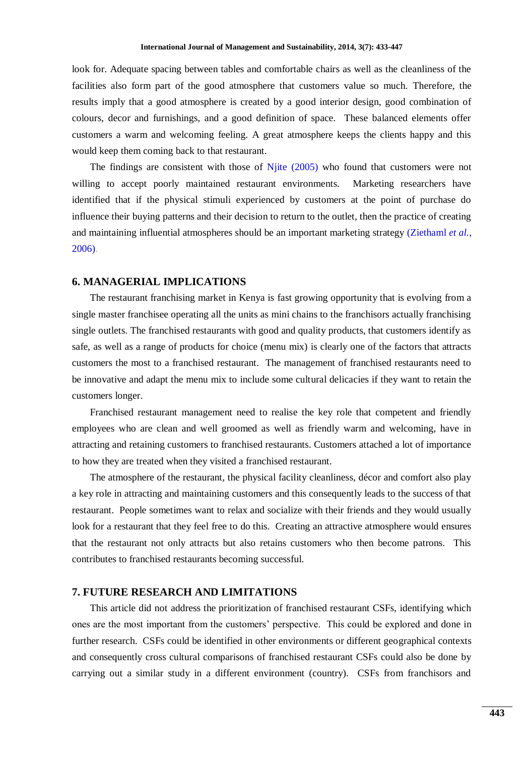look for. Adequate spacing between tables and comfortable chairs as well as the cleanliness of the facilities also form part of the good atmosphere that customers value so much. Therefore, the results imply that a good atmosphere is created by a good interior design, good combination of colours, decor and furnishings, and a good definition of space. These balanced elements offer customers a warm and welcoming feeling. A great atmosphere keeps the clients happy and this would keep them coming back to that restaurant.

The findings are consistent with those of Njite (2005) who found that customers were not willing to accept poorly maintained restaurant environments. Marketing researchers have identified that if the physical stimuli experienced by customers at the point of purchase do influence their buying patterns and their decision to return to the outlet, then the practice of creating and maintaining influential atmospheres should be an important marketing strategy (Ziethaml *et al.*, 2006).

## 6. MANAGERIAL IMPLICATIONS

The restaurant franchising market in Kenya is fast growing opportunity that is evolving from a single master franchisee operating all the units as mini chains to the franchisors actually franchising single outlets. The franchised restaurants with good and quality products, that customers identify as safe, as well as a range of products for choice (menu mix) is clearly one of the factors that attracts customers the most to a franchised restaurant. The management of franchised restaurants need to be innovative and adapt the menu mix to include some cultural delicacies if they want to retain the customers longer.

Franchised restaurant management need to realise the key role that competent and friendly employees who are clean and well groomed as well as friendly warm and welcoming, have in attracting and retaining customers to franchised restaurants. Customers attached a lot of importance to how they are treated when they visited a franchised restaurant.

The atmosphere of the restaurant, the physical facility cleanliness, décor and comfort also play a key role in attracting and maintaining customers and this consequently leads to the success of that restaurant. People sometimes want to relax and socialize with their friends and they would usually look for a restaurant that they feel free to do this. Creating an attractive atmosphere would ensures that the restaurant not only attracts but also retains customers who then become patrons. This contributes to franchised restaurants becoming successful.

## 7. FUTURE RESEARCH AND LIMITATIONS

This article did not address the prioritization of franchised restaurant CSFs, identifying which ones are the most important from the customers' perspective. This could be explored and done in further research. CSFs could be identified in other environments or different geographical contexts and consequently cross cultural comparisons of franchised restaurant CSFs could also be done by carrying out a similar study in a different environment (country). CSFs from franchisors and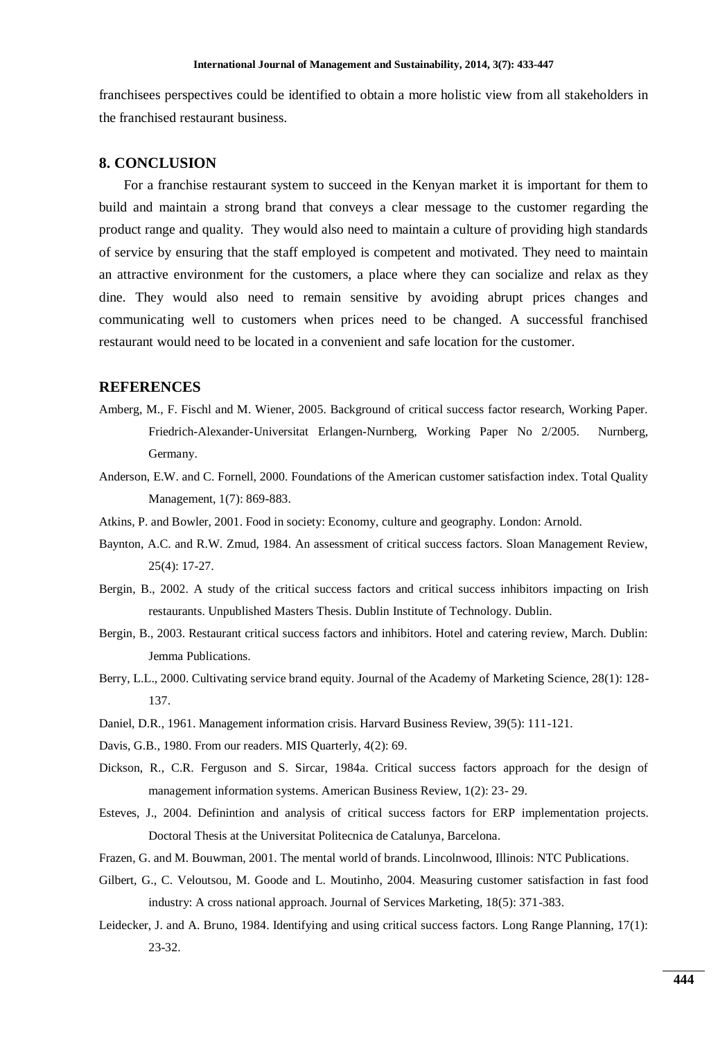franchisees perspectives could be identified to obtain a more holistic view from all stakeholders in the franchised restaurant business.

## 8. CONCLUSION

For a franchise restaurant system to succeed in the Kenyan market it is important for them to build and maintain a strong brand that conveys a clear message to the customer regarding the product range and quality. They would also need to maintain a culture of providing high standards of service by ensuring that the staff employed is competent and motivated. They need to maintain an attractive environment for the customers, a place where they can socialize and relax as they dine. They would also need to remain sensitive by avoiding abrupt prices changes and communicating well to customers when prices need to be changed. A successful franchised restaurant would need to be located in a convenient and safe location for the customer.

## REFERENCES

Amberg, M., F. Fischl and M. Wiener, 2005. Background of critical success factor research, Working Paper. Friedrich-Alexander-Universitat Erlangen-Nurnberg, Working Paper No 2/2005. Nurnberg, Germany.

Anderson, E.W. and C. Fornell, 2000. Foundations of the American customer satisfaction index. Total Quality Management, 1(7): 869-883.

Atkins, P. and Bowler, 2001. Food in society: Economy, culture and geography. London: Arnold.

Baynton, A.C. and R.W. Zmud, 1984. An assessment of critical success factors. Sloan Management Review, 25(4): 17-27.

Bergin, B., 2002. A study of the critical success factors and critical success inhibitors impacting on Irish restaurants. Unpublished Masters Thesis. Dublin Institute of Technology. Dublin.

Bergin, B., 2003. Restaurant critical success factors and inhibitors. Hotel and catering review, March. Dublin: Jemma Publications.

Berry, L.L., 2000. Cultivating service brand equity. Journal of the Academy of Marketing Science, 28(1): 128-137.

Daniel, D.R., 1961. Management information crisis. Harvard Business Review, 39(5): 111-121.

Davis, G.B., 1980. From our readers. MIS Quarterly, 4(2): 69.

Dickson, R., C.R. Ferguson and S. Sircar, 1984a. Critical success factors approach for the design of management information systems. American Business Review, 1(2): 23- 29.

Esteves, J., 2004. Definintion and analysis of critical success factors for ERP implementation projects. Doctoral Thesis at the Universitat Politecnica de Catalunya, Barcelona.

Frazen, G. and M. Bouwman, 2001. The mental world of brands. Lincolnwood, Illinois: NTC Publications.

Gilbert, G., C. Veloutsou, M. Goode and L. Moutinho, 2004. Measuring customer satisfaction in fast food industry: A cross national approach. Journal of Services Marketing, 18(5): 371-383.

Leidecker, J. and A. Bruno, 1984. Identifying and using critical success factors. Long Range Planning, 17(1): 23-32.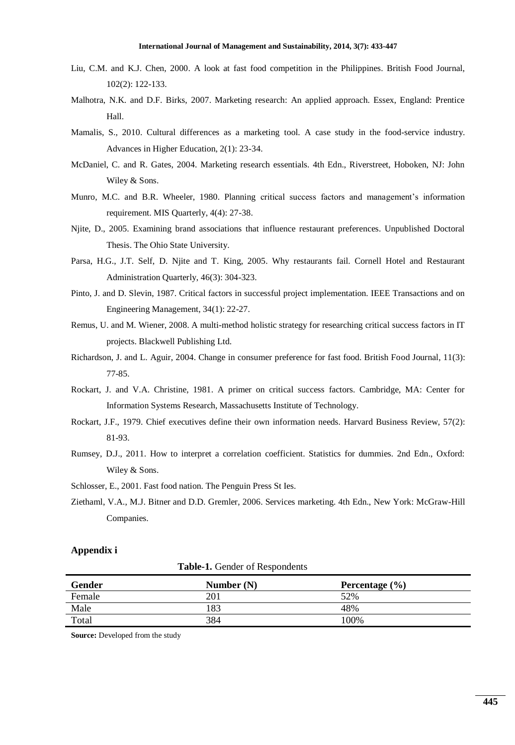Liu, C.M. and K.J. Chen, 2000. A look at fast food competition in the Philippines. British Food Journal, 102(2): 122-133.

Malhotra, N.K. and D.F. Birks, 2007. Marketing research: An applied approach. Essex, England: Prentice Hall.

Mamalis, S., 2010. Cultural differences as a marketing tool. A case study in the food-service industry. Advances in Higher Education, 2(1): 23-34.

McDaniel, C. and R. Gates, 2004. Marketing research essentials. 4th Edn., Riverstreet, Hoboken, NJ: John Wiley & Sons.

Munro, M.C. and B.R. Wheeler, 1980. Planning critical success factors and management's information requirement. MIS Quarterly, 4(4): 27-38.

Njite, D., 2005. Examining brand associations that influence restaurant preferences. Unpublished Doctoral Thesis. The Ohio State University.

Parsa, H.G., J.T. Self, D. Njite and T. King, 2005. Why restaurants fail. Cornell Hotel and Restaurant Administration Quarterly, 46(3): 304-323.

Pinto, J. and D. Slevin, 1987. Critical factors in successful project implementation. IEEE Transactions and on Engineering Management, 34(1): 22-27.

Remus, U. and M. Wiener, 2008. A multi-method holistic strategy for researching critical success factors in IT projects. Blackwell Publishing Ltd.

Richardson, J. and L. Aguir, 2004. Change in consumer preference for fast food. British Food Journal, 11(3): 77-85.

Rockart, J. and V.A. Christine, 1981. A primer on critical success factors. Cambridge, MA: Center for Information Systems Research, Massachusetts Institute of Technology.

Rockart, J.F., 1979. Chief executives define their own information needs. Harvard Business Review, 57(2): 81-93.

Rumsey, D.J., 2011. How to interpret a correlation coefficient. Statistics for dummies. 2nd Edn., Oxford: Wiley & Sons.

Schlosser, E., 2001. Fast food nation. The Penguin Press St Ies.

Ziethaml, V.A., M.J. Bitner and D.D. Gremler, 2006. Services marketing. 4th Edn., New York: McGraw-Hill Companies.

## Appendix i

**Table-1.** Gender of Respondents

| Gender | Number (N) | Percentage (%) |
|---|---|---|
| Female | 201 | 52% |
| Male | 183 | 48% |
| Total | 384 | 100% |

**Source:** Developed from the study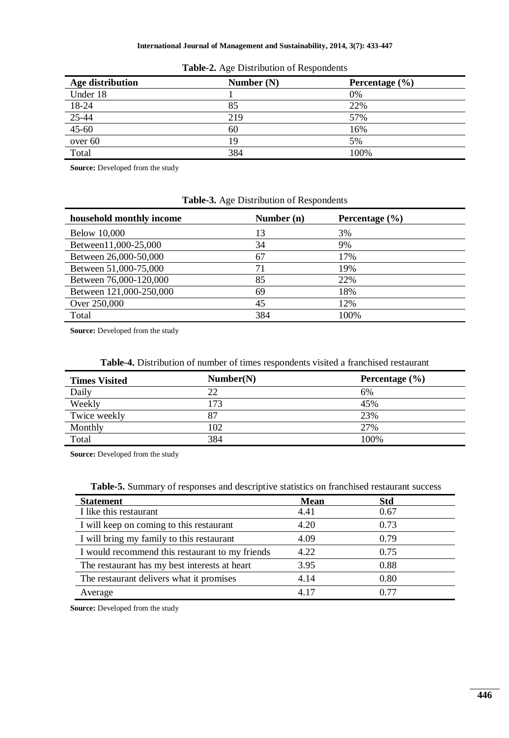**Table-2.** Age Distribution of Respondents

| Age distribution | Number (N) | Percentage (%) |
|---|---|---|
| Under 18 | 1 | 0% |
| 18-24 | 85 | 22% |
| 25-44 | 219 | 57% |
| 45-60 | 60 | 16% |
| over 60 | 19 | 5% |
| Total | 384 | 100% |

**Source:** Developed from the study

**Table-3.** Age Distribution of Respondents

| household monthly income | Number (n) | Percentage (%) |
|---|---|---|
| Below 10,000 | 13 | 3% |
| Between11,000-25,000 | 34 | 9% |
| Between 26,000-50,000 | 67 | 17% |
| Between 51,000-75,000 | 71 | 19% |
| Between 76,000-120,000 | 85 | 22% |
| Between 121,000-250,000 | 69 | 18% |
| Over 250,000 | 45 | 12% |
| Total | 384 | 100% |

**Source:** Developed from the study

**Table-4.** Distribution of number of times respondents visited a franchised restaurant

| Times Visited | Number(N) | Percentage (%) |
|---|---|---|
| Daily | 22 | 6% |
| Weekly | 173 | 45% |
| Twice weekly | 87 | 23% |
| Monthly | 102 | 27% |
| Total | 384 | 100% |

**Source:** Developed from the study

**Table-5.** Summary of responses and descriptive statistics on franchised restaurant success

| Statement | Mean | Std |
|---|---|---|
| I like this restaurant | 4.41 | 0.67 |
| I will keep on coming to this restaurant | 4.20 | 0.73 |
| I will bring my family to this restaurant | 4.09 | 0.79 |
| I would recommend this restaurant to my friends | 4.22 | 0.75 |
| The restaurant has my best interests at heart | 3.95 | 0.88 |
| The restaurant delivers what it promises | 4.14 | 0.80 |
| Average | 4.17 | 0.77 |

**Source:** Developed from the study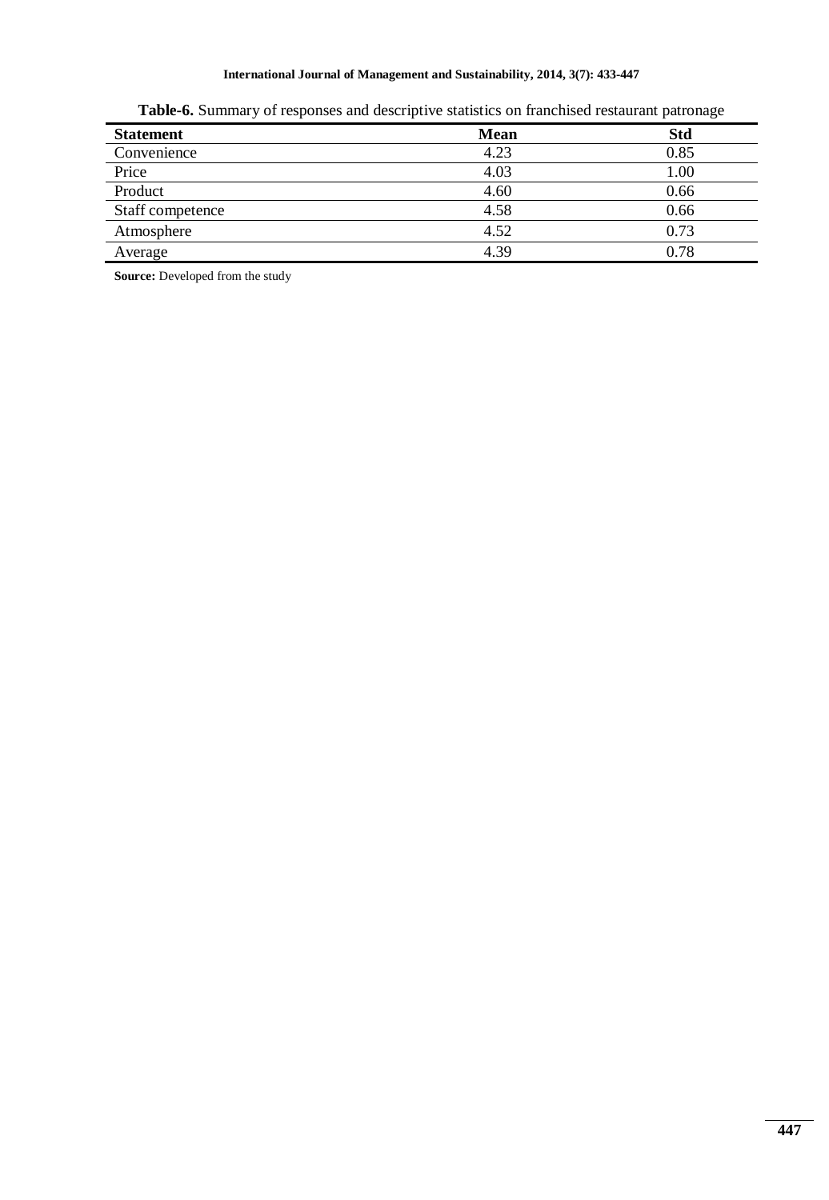**Table-6.** Summary of responses and descriptive statistics on franchised restaurant patronage

| Statement | Mean | Std |
|---|---|---|
| Convenience | 4.23 | 0.85 |
| Price | 4.03 | 1.00 |
| Product | 4.60 | 0.66 |
| Staff competence | 4.58 | 0.66 |
| Atmosphere | 4.52 | 0.73 |
| Average | 4.39 | 0.78 |

**Source:** Developed from the study